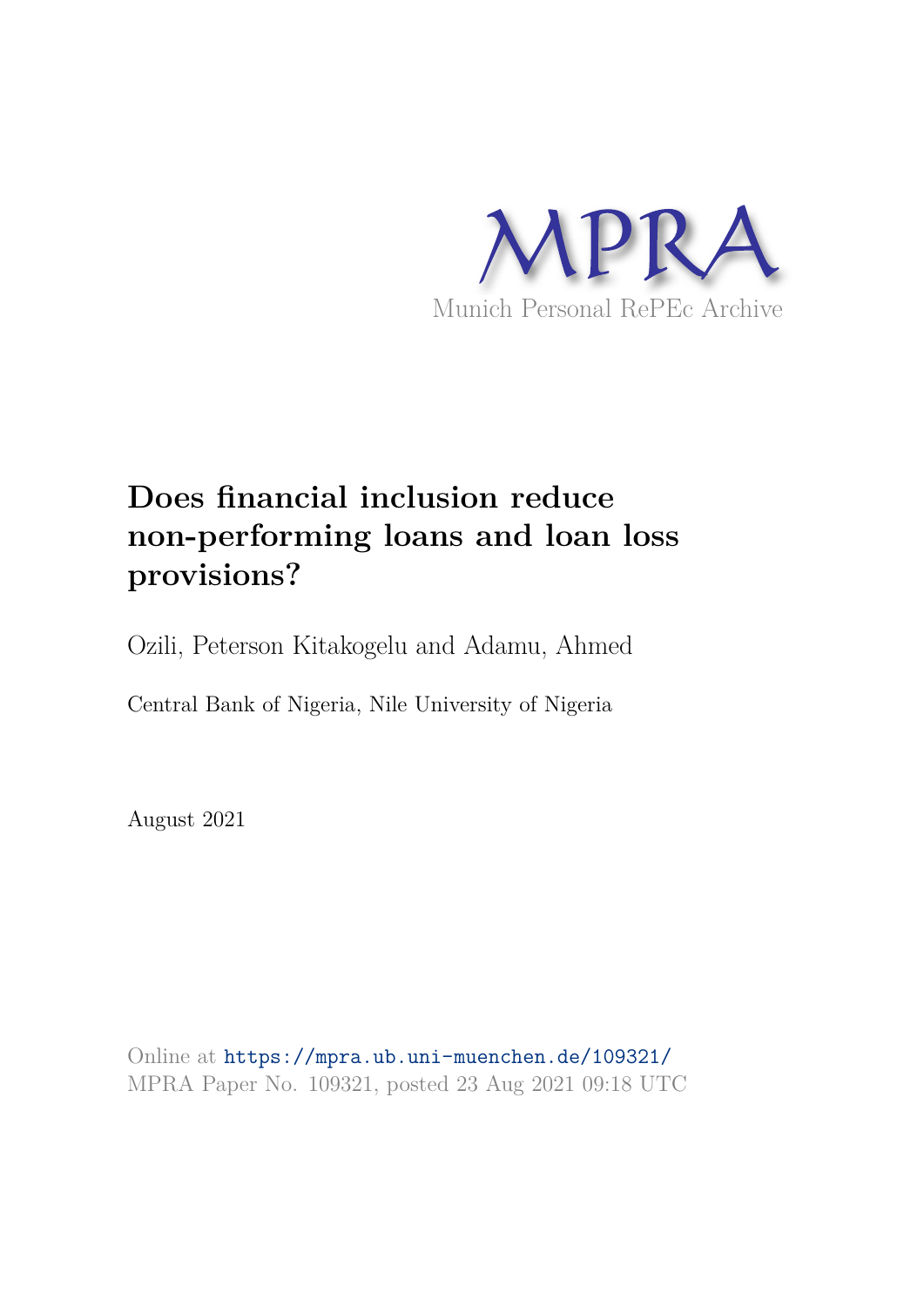MPRA

Munich Personal RePEc Archive

# Does financial inclusion reduce non-performing loans and loan loss provisions?

Ozili, Peterson Kitakogelu and Adamu, Ahmed

Central Bank of Nigeria, Nile University of Nigeria

August 2021

Online at https://mpra.ub.uni-muenchen.de/109321/
MPRA Paper No. 109321, posted 23 Aug 2021 09:18 UTC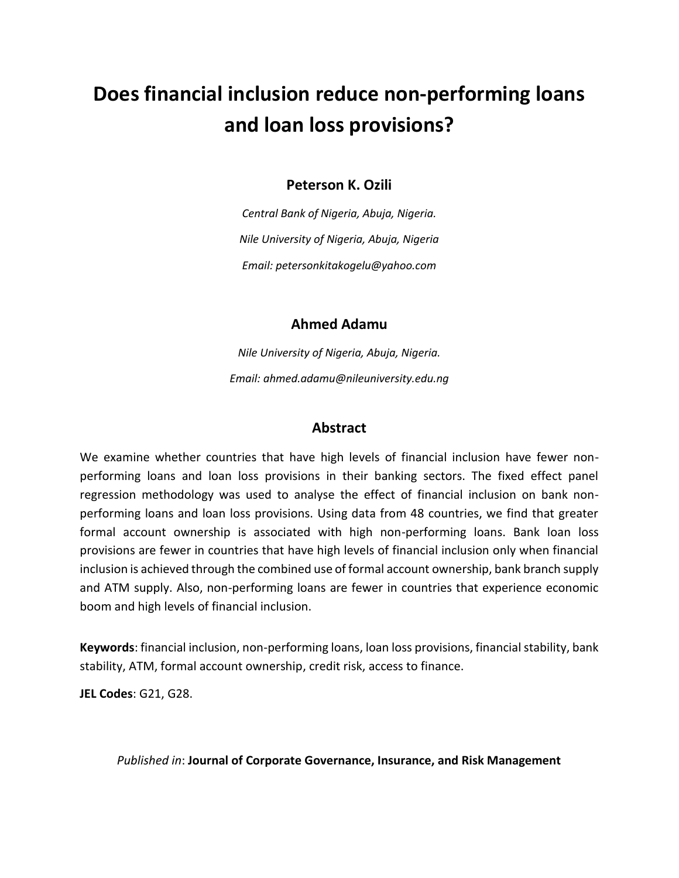# Does financial inclusion reduce non-performing loans and loan loss provisions?

**Peterson K. Ozili**

*Central Bank of Nigeria, Abuja, Nigeria.*

*Nile University of Nigeria, Abuja, Nigeria*

*Email: petersonkitakogelu@yahoo.com*

**Ahmed Adamu**

*Nile University of Nigeria, Abuja, Nigeria.*

*Email: ahmed.adamu@nileuniversity.edu.ng*

## Abstract

We examine whether countries that have high levels of financial inclusion have fewer non-performing loans and loan loss provisions in their banking sectors. The fixed effect panel regression methodology was used to analyse the effect of financial inclusion on bank non-performing loans and loan loss provisions. Using data from 48 countries, we find that greater formal account ownership is associated with high non-performing loans. Bank loan loss provisions are fewer in countries that have high levels of financial inclusion only when financial inclusion is achieved through the combined use of formal account ownership, bank branch supply and ATM supply. Also, non-performing loans are fewer in countries that experience economic boom and high levels of financial inclusion.

**Keywords**: financial inclusion, non-performing loans, loan loss provisions, financial stability, bank stability, ATM, formal account ownership, credit risk, access to finance.

**JEL Codes**: G21, G28.

*Published in*: **Journal of Corporate Governance, Insurance, and Risk Management**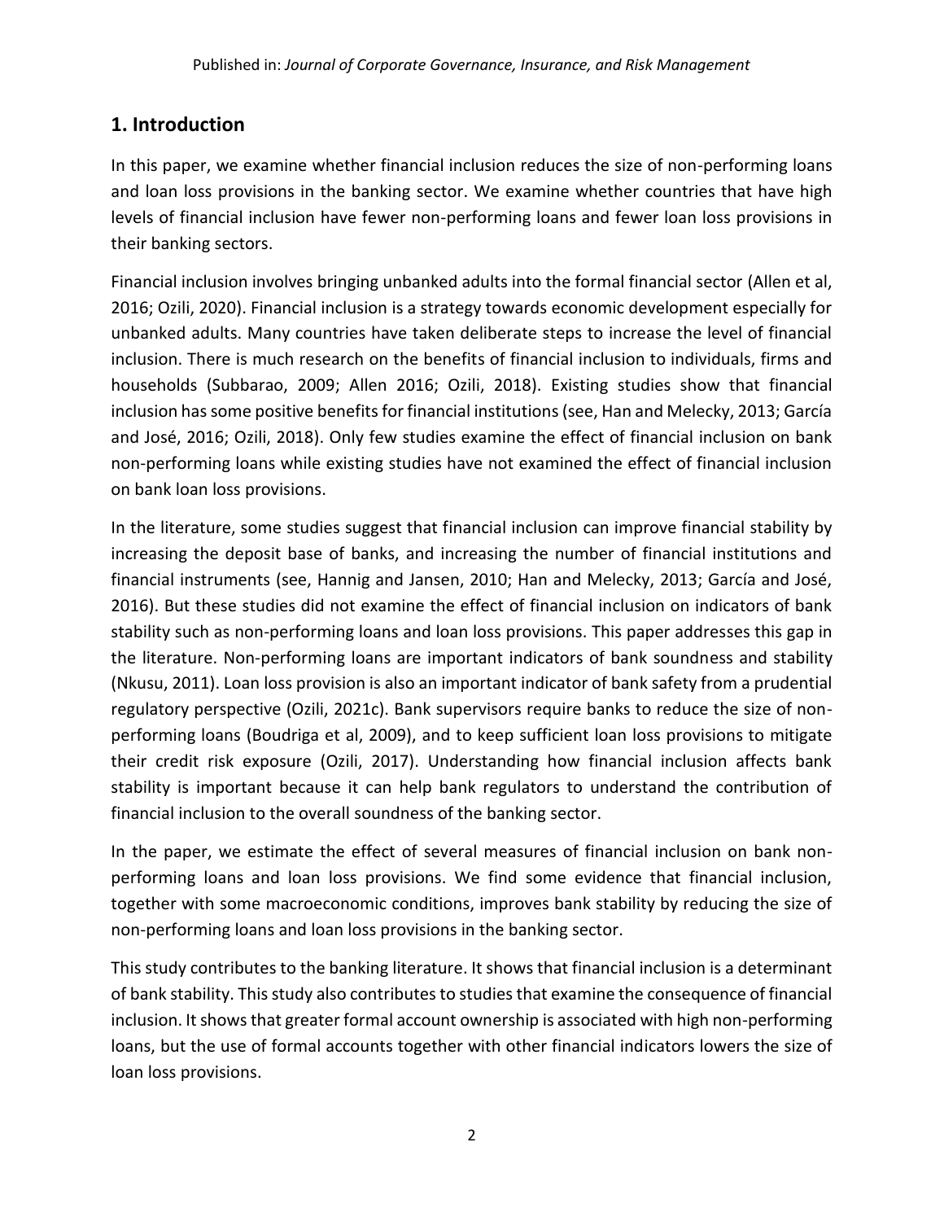## 1. Introduction

In this paper, we examine whether financial inclusion reduces the size of non-performing loans and loan loss provisions in the banking sector. We examine whether countries that have high levels of financial inclusion have fewer non-performing loans and fewer loan loss provisions in their banking sectors.

Financial inclusion involves bringing unbanked adults into the formal financial sector (Allen et al, 2016; Ozili, 2020). Financial inclusion is a strategy towards economic development especially for unbanked adults. Many countries have taken deliberate steps to increase the level of financial inclusion. There is much research on the benefits of financial inclusion to individuals, firms and households (Subbarao, 2009; Allen 2016; Ozili, 2018). Existing studies show that financial inclusion has some positive benefits for financial institutions (see, Han and Melecky, 2013; García and José, 2016; Ozili, 2018). Only few studies examine the effect of financial inclusion on bank non-performing loans while existing studies have not examined the effect of financial inclusion on bank loan loss provisions.

In the literature, some studies suggest that financial inclusion can improve financial stability by increasing the deposit base of banks, and increasing the number of financial institutions and financial instruments (see, Hannig and Jansen, 2010; Han and Melecky, 2013; García and José, 2016). But these studies did not examine the effect of financial inclusion on indicators of bank stability such as non-performing loans and loan loss provisions. This paper addresses this gap in the literature. Non-performing loans are important indicators of bank soundness and stability (Nkusu, 2011). Loan loss provision is also an important indicator of bank safety from a prudential regulatory perspective (Ozili, 2021c). Bank supervisors require banks to reduce the size of non-performing loans (Boudriga et al, 2009), and to keep sufficient loan loss provisions to mitigate their credit risk exposure (Ozili, 2017). Understanding how financial inclusion affects bank stability is important because it can help bank regulators to understand the contribution of financial inclusion to the overall soundness of the banking sector.

In the paper, we estimate the effect of several measures of financial inclusion on bank non-performing loans and loan loss provisions. We find some evidence that financial inclusion, together with some macroeconomic conditions, improves bank stability by reducing the size of non-performing loans and loan loss provisions in the banking sector.

This study contributes to the banking literature. It shows that financial inclusion is a determinant of bank stability. This study also contributes to studies that examine the consequence of financial inclusion. It shows that greater formal account ownership is associated with high non-performing loans, but the use of formal accounts together with other financial indicators lowers the size of loan loss provisions.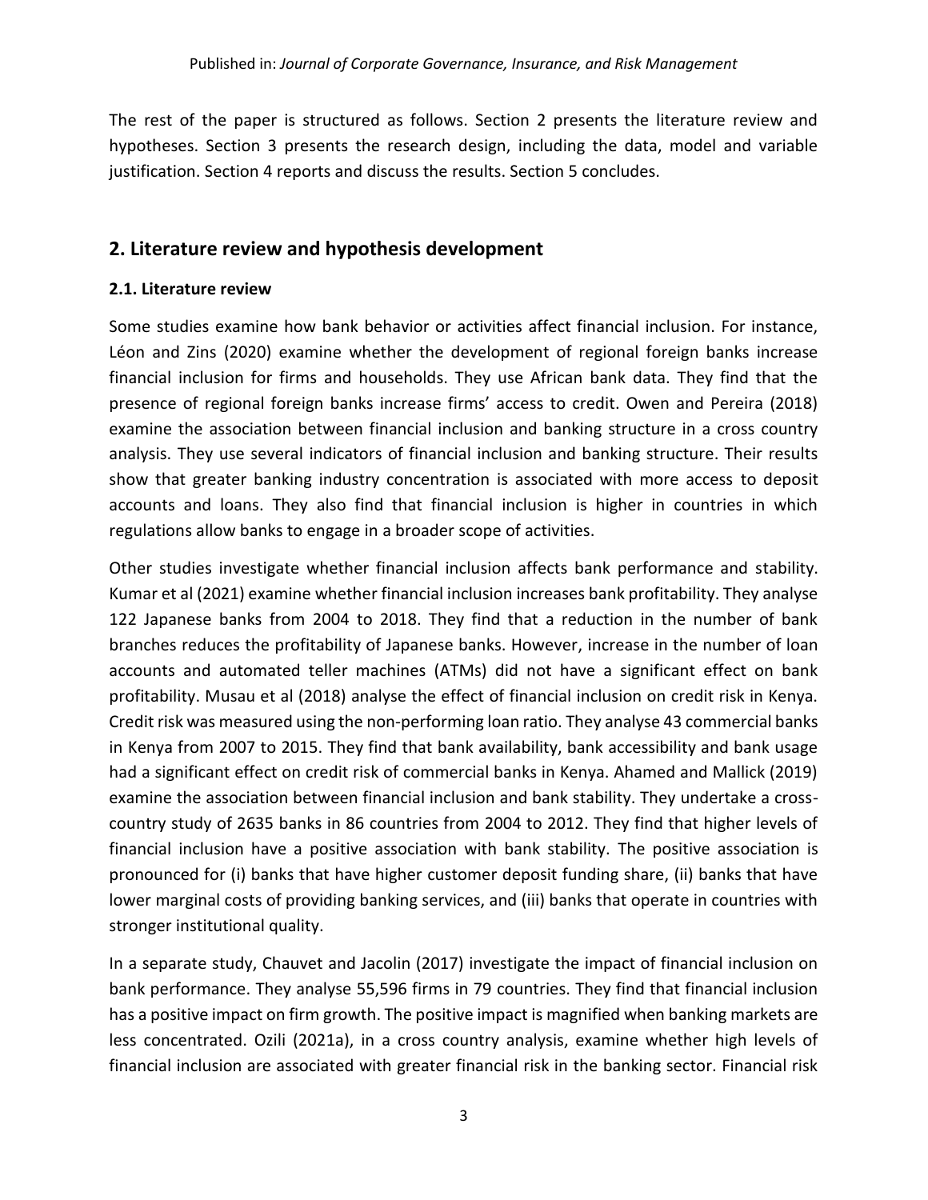The rest of the paper is structured as follows. Section 2 presents the literature review and hypotheses. Section 3 presents the research design, including the data, model and variable justification. Section 4 reports and discuss the results. Section 5 concludes.

## 2. Literature review and hypothesis development

### 2.1. Literature review

Some studies examine how bank behavior or activities affect financial inclusion. For instance, Léon and Zins (2020) examine whether the development of regional foreign banks increase financial inclusion for firms and households. They use African bank data. They find that the presence of regional foreign banks increase firms' access to credit. Owen and Pereira (2018) examine the association between financial inclusion and banking structure in a cross country analysis. They use several indicators of financial inclusion and banking structure. Their results show that greater banking industry concentration is associated with more access to deposit accounts and loans. They also find that financial inclusion is higher in countries in which regulations allow banks to engage in a broader scope of activities.

Other studies investigate whether financial inclusion affects bank performance and stability. Kumar et al (2021) examine whether financial inclusion increases bank profitability. They analyse 122 Japanese banks from 2004 to 2018. They find that a reduction in the number of bank branches reduces the profitability of Japanese banks. However, increase in the number of loan accounts and automated teller machines (ATMs) did not have a significant effect on bank profitability. Musau et al (2018) analyse the effect of financial inclusion on credit risk in Kenya. Credit risk was measured using the non-performing loan ratio. They analyse 43 commercial banks in Kenya from 2007 to 2015. They find that bank availability, bank accessibility and bank usage had a significant effect on credit risk of commercial banks in Kenya. Ahamed and Mallick (2019) examine the association between financial inclusion and bank stability. They undertake a cross-country study of 2635 banks in 86 countries from 2004 to 2012. They find that higher levels of financial inclusion have a positive association with bank stability. The positive association is pronounced for (i) banks that have higher customer deposit funding share, (ii) banks that have lower marginal costs of providing banking services, and (iii) banks that operate in countries with stronger institutional quality.

In a separate study, Chauvet and Jacolin (2017) investigate the impact of financial inclusion on bank performance. They analyse 55,596 firms in 79 countries. They find that financial inclusion has a positive impact on firm growth. The positive impact is magnified when banking markets are less concentrated. Ozili (2021a), in a cross country analysis, examine whether high levels of financial inclusion are associated with greater financial risk in the banking sector. Financial risk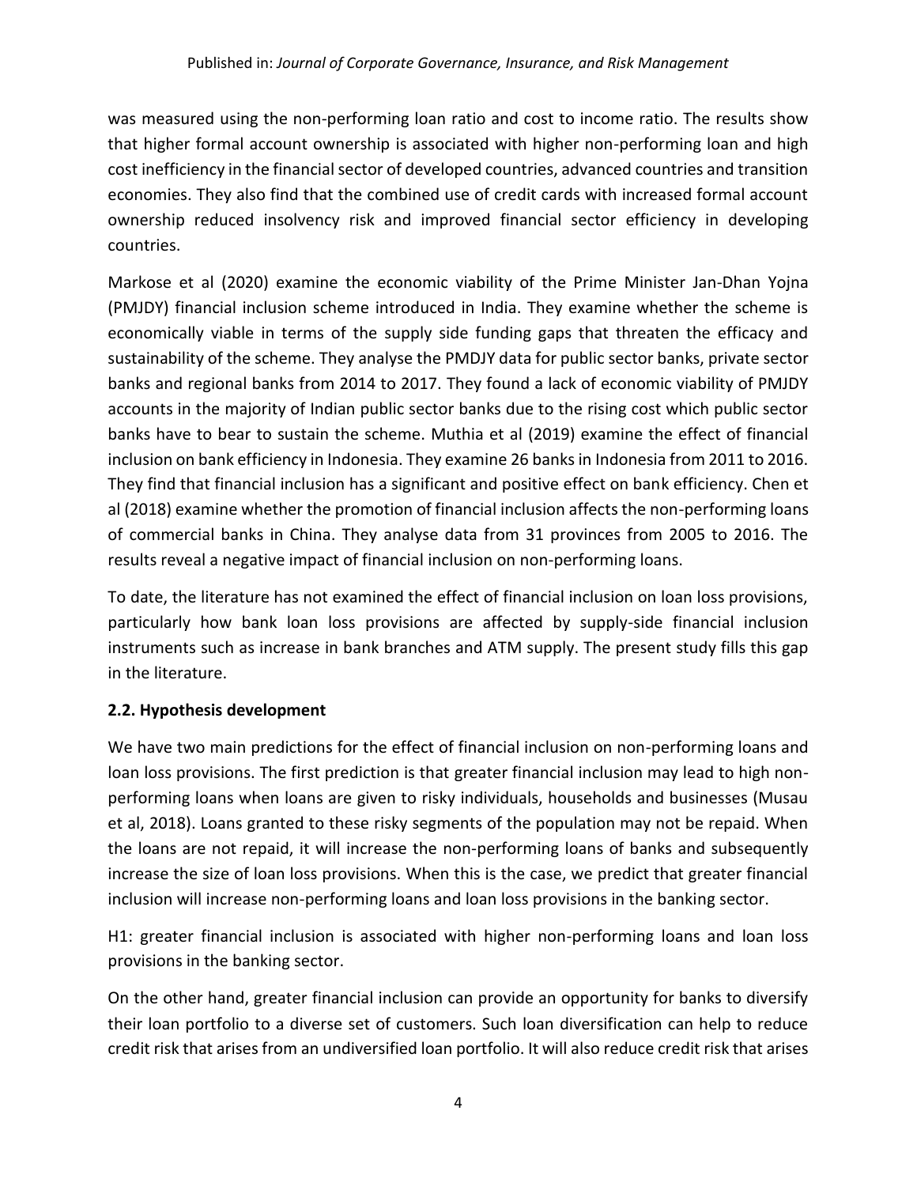was measured using the non-performing loan ratio and cost to income ratio. The results show that higher formal account ownership is associated with higher non-performing loan and high cost inefficiency in the financial sector of developed countries, advanced countries and transition economies. They also find that the combined use of credit cards with increased formal account ownership reduced insolvency risk and improved financial sector efficiency in developing countries.

Markose et al (2020) examine the economic viability of the Prime Minister Jan-Dhan Yojna (PMJDY) financial inclusion scheme introduced in India. They examine whether the scheme is economically viable in terms of the supply side funding gaps that threaten the efficacy and sustainability of the scheme. They analyse the PMDJY data for public sector banks, private sector banks and regional banks from 2014 to 2017. They found a lack of economic viability of PMJDY accounts in the majority of Indian public sector banks due to the rising cost which public sector banks have to bear to sustain the scheme. Muthia et al (2019) examine the effect of financial inclusion on bank efficiency in Indonesia. They examine 26 banks in Indonesia from 2011 to 2016. They find that financial inclusion has a significant and positive effect on bank efficiency. Chen et al (2018) examine whether the promotion of financial inclusion affects the non-performing loans of commercial banks in China. They analyse data from 31 provinces from 2005 to 2016. The results reveal a negative impact of financial inclusion on non-performing loans.

To date, the literature has not examined the effect of financial inclusion on loan loss provisions, particularly how bank loan loss provisions are affected by supply-side financial inclusion instruments such as increase in bank branches and ATM supply. The present study fills this gap in the literature.

### 2.2. Hypothesis development

We have two main predictions for the effect of financial inclusion on non-performing loans and loan loss provisions. The first prediction is that greater financial inclusion may lead to high non-performing loans when loans are given to risky individuals, households and businesses (Musau et al, 2018). Loans granted to these risky segments of the population may not be repaid. When the loans are not repaid, it will increase the non-performing loans of banks and subsequently increase the size of loan loss provisions. When this is the case, we predict that greater financial inclusion will increase non-performing loans and loan loss provisions in the banking sector.

H1: greater financial inclusion is associated with higher non-performing loans and loan loss provisions in the banking sector.

On the other hand, greater financial inclusion can provide an opportunity for banks to diversify their loan portfolio to a diverse set of customers. Such loan diversification can help to reduce credit risk that arises from an undiversified loan portfolio. It will also reduce credit risk that arises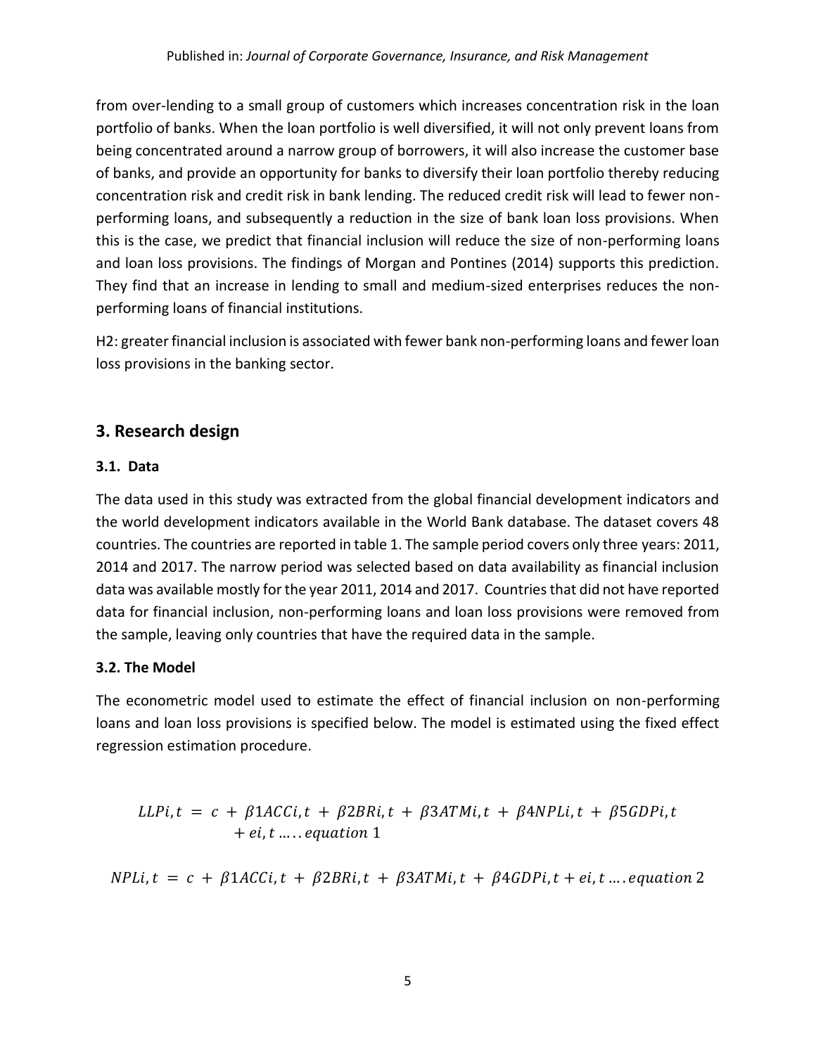from over-lending to a small group of customers which increases concentration risk in the loan portfolio of banks. When the loan portfolio is well diversified, it will not only prevent loans from being concentrated around a narrow group of borrowers, it will also increase the customer base of banks, and provide an opportunity for banks to diversify their loan portfolio thereby reducing concentration risk and credit risk in bank lending. The reduced credit risk will lead to fewer non-performing loans, and subsequently a reduction in the size of bank loan loss provisions. When this is the case, we predict that financial inclusion will reduce the size of non-performing loans and loan loss provisions. The findings of Morgan and Pontines (2014) supports this prediction. They find that an increase in lending to small and medium-sized enterprises reduces the non-performing loans of financial institutions.

H2: greater financial inclusion is associated with fewer bank non-performing loans and fewer loan loss provisions in the banking sector.

## 3. Research design

### 3.1. Data

The data used in this study was extracted from the global financial development indicators and the world development indicators available in the World Bank database. The dataset covers 48 countries. The countries are reported in table 1. The sample period covers only three years: 2011, 2014 and 2017. The narrow period was selected based on data availability as financial inclusion data was available mostly for the year 2011, 2014 and 2017. Countries that did not have reported data for financial inclusion, non-performing loans and loan loss provisions were removed from the sample, leaving only countries that have the required data in the sample.

### 3.2. The Model

The econometric model used to estimate the effect of financial inclusion on non-performing loans and loan loss provisions is specified below. The model is estimated using the fixed effect regression estimation procedure.

$$LLPi,t \ = \ c \ + \ \beta 1ACCi,t \ + \ \beta 2BRi,t \ + \ \beta 3ATMi,t \ + \ \beta 4NPLi,t \ + \ \beta 5GDPi,t \ + ei,t \ \ldots\ldots equation\ 1$$

$$NPLi,t \ = \ c \ + \ \beta 1ACCi,t \ + \ \beta 2BRi,t \ + \ \beta 3ATMi,t \ + \ \beta 4GDPi,t + ei,t \ \ldots. equation\ 2$$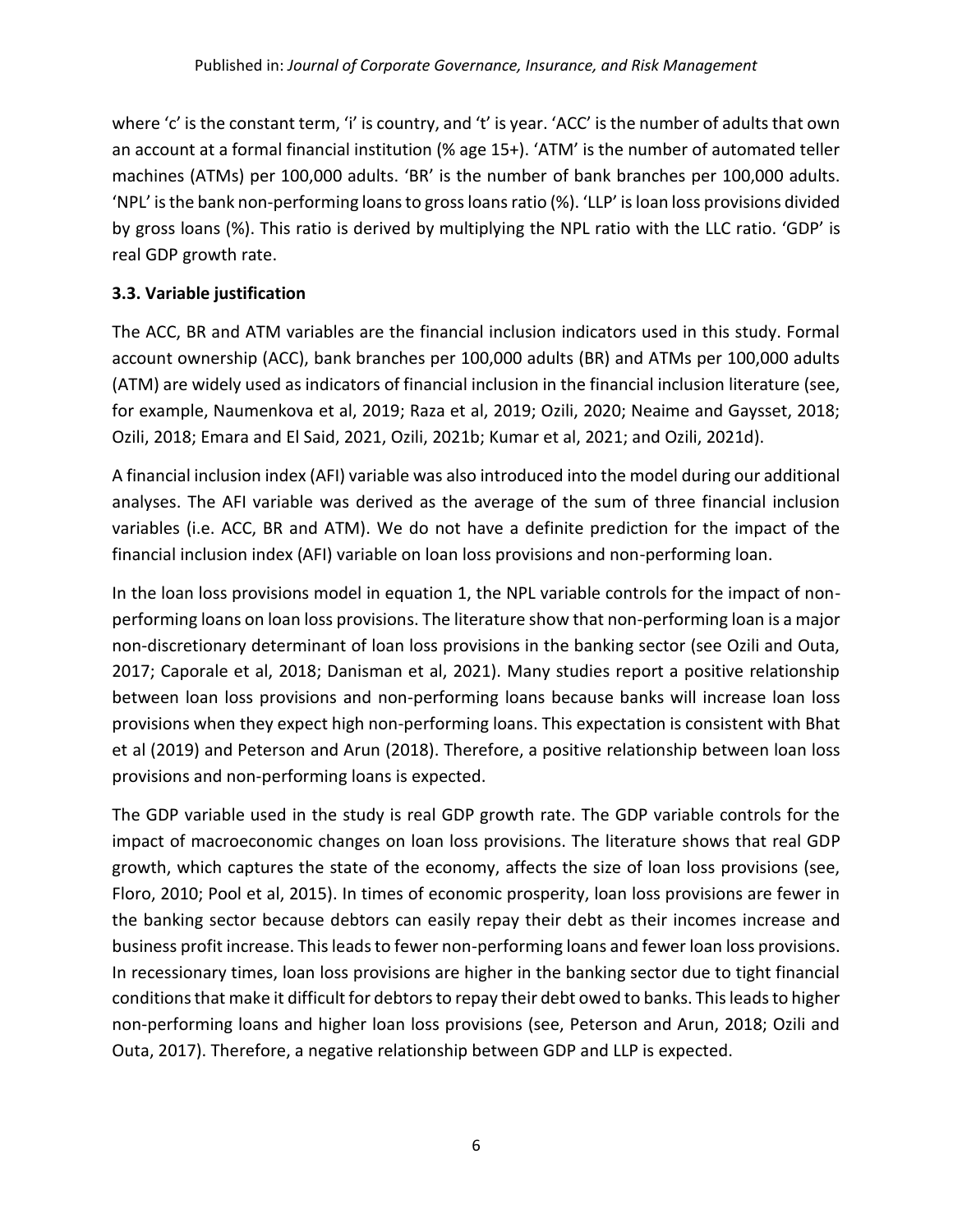where 'c' is the constant term, 'i' is country, and 't' is year. 'ACC' is the number of adults that own an account at a formal financial institution (% age 15+). 'ATM' is the number of automated teller machines (ATMs) per 100,000 adults. 'BR' is the number of bank branches per 100,000 adults. 'NPL' is the bank non-performing loans to gross loans ratio (%). 'LLP' is loan loss provisions divided by gross loans (%). This ratio is derived by multiplying the NPL ratio with the LLC ratio. 'GDP' is real GDP growth rate.

### 3.3. Variable justification

The ACC, BR and ATM variables are the financial inclusion indicators used in this study. Formal account ownership (ACC), bank branches per 100,000 adults (BR) and ATMs per 100,000 adults (ATM) are widely used as indicators of financial inclusion in the financial inclusion literature (see, for example, Naumenkova et al, 2019; Raza et al, 2019; Ozili, 2020; Neaime and Gaysset, 2018; Ozili, 2018; Emara and El Said, 2021, Ozili, 2021b; Kumar et al, 2021; and Ozili, 2021d).

A financial inclusion index (AFI) variable was also introduced into the model during our additional analyses. The AFI variable was derived as the average of the sum of three financial inclusion variables (i.e. ACC, BR and ATM). We do not have a definite prediction for the impact of the financial inclusion index (AFI) variable on loan loss provisions and non-performing loan.

In the loan loss provisions model in equation 1, the NPL variable controls for the impact of non-performing loans on loan loss provisions. The literature show that non-performing loan is a major non-discretionary determinant of loan loss provisions in the banking sector (see Ozili and Outa, 2017; Caporale et al, 2018; Danisman et al, 2021). Many studies report a positive relationship between loan loss provisions and non-performing loans because banks will increase loan loss provisions when they expect high non-performing loans. This expectation is consistent with Bhat et al (2019) and Peterson and Arun (2018). Therefore, a positive relationship between loan loss provisions and non-performing loans is expected.

The GDP variable used in the study is real GDP growth rate. The GDP variable controls for the impact of macroeconomic changes on loan loss provisions. The literature shows that real GDP growth, which captures the state of the economy, affects the size of loan loss provisions (see, Floro, 2010; Pool et al, 2015). In times of economic prosperity, loan loss provisions are fewer in the banking sector because debtors can easily repay their debt as their incomes increase and business profit increase. This leads to fewer non-performing loans and fewer loan loss provisions. In recessionary times, loan loss provisions are higher in the banking sector due to tight financial conditions that make it difficult for debtors to repay their debt owed to banks. This leads to higher non-performing loans and higher loan loss provisions (see, Peterson and Arun, 2018; Ozili and Outa, 2017). Therefore, a negative relationship between GDP and LLP is expected.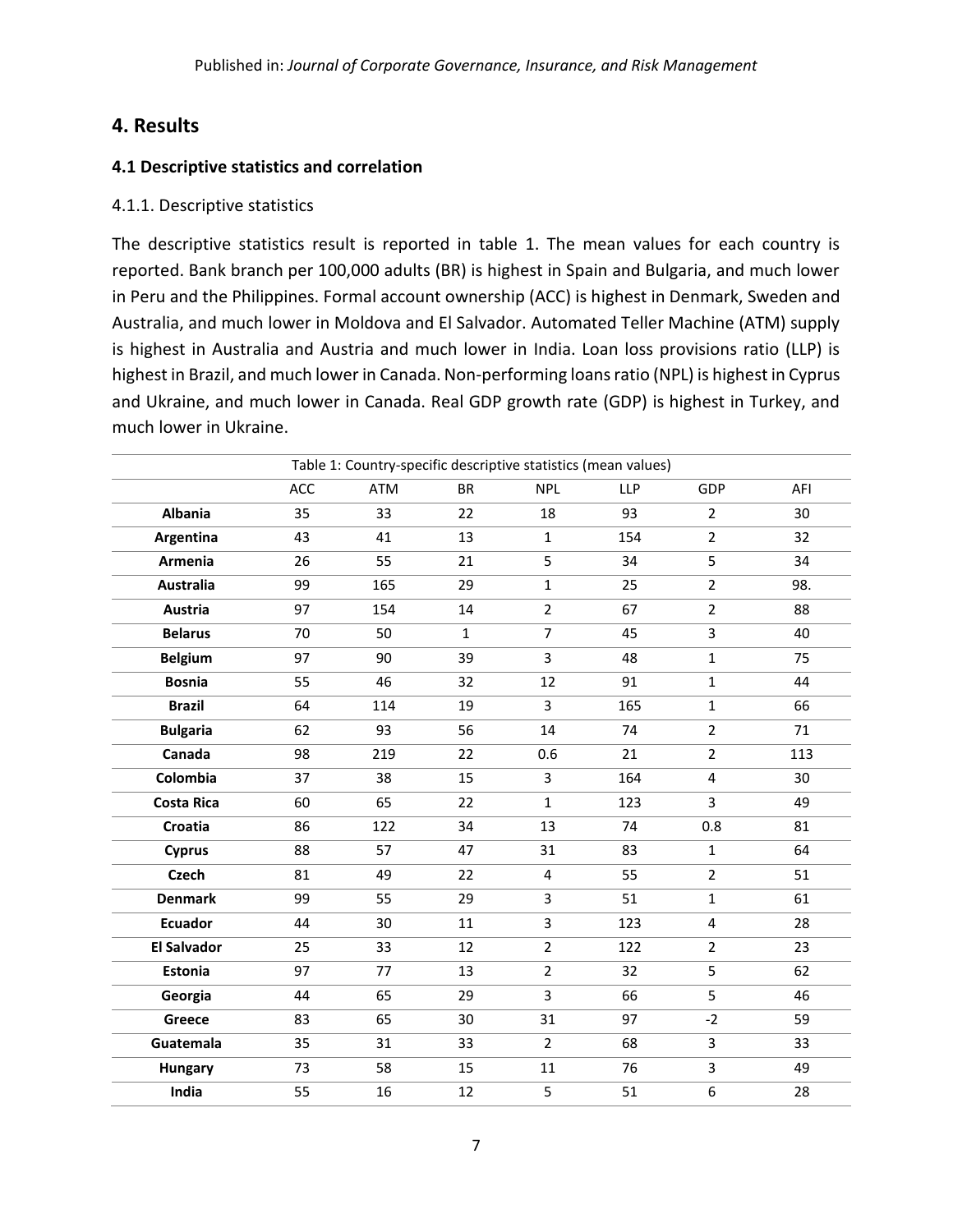## 4. Results

### 4.1 Descriptive statistics and correlation

4.1.1. Descriptive statistics

The descriptive statistics result is reported in table 1. The mean values for each country is reported. Bank branch per 100,000 adults (BR) is highest in Spain and Bulgaria, and much lower in Peru and the Philippines. Formal account ownership (ACC) is highest in Denmark, Sweden and Australia, and much lower in Moldova and El Salvador. Automated Teller Machine (ATM) supply is highest in Australia and Austria and much lower in India. Loan loss provisions ratio (LLP) is highest in Brazil, and much lower in Canada. Non-performing loans ratio (NPL) is highest in Cyprus and Ukraine, and much lower in Canada. Real GDP growth rate (GDP) is highest in Turkey, and much lower in Ukraine.

Table 1: Country-specific descriptive statistics (mean values)

| | ACC | ATM | BR | NPL | LLP | GDP | AFI |
|---|---|---|---|---|---|---|---|
| **Albania** | 35 | 33 | 22 | 18 | 93 | 2 | 30 |
| **Argentina** | 43 | 41 | 13 | 1 | 154 | 2 | 32 |
| **Armenia** | 26 | 55 | 21 | 5 | 34 | 5 | 34 |
| **Australia** | 99 | 165 | 29 | 1 | 25 | 2 | 98. |
| **Austria** | 97 | 154 | 14 | 2 | 67 | 2 | 88 |
| **Belarus** | 70 | 50 | 1 | 7 | 45 | 3 | 40 |
| **Belgium** | 97 | 90 | 39 | 3 | 48 | 1 | 75 |
| **Bosnia** | 55 | 46 | 32 | 12 | 91 | 1 | 44 |
| **Brazil** | 64 | 114 | 19 | 3 | 165 | 1 | 66 |
| **Bulgaria** | 62 | 93 | 56 | 14 | 74 | 2 | 71 |
| **Canada** | 98 | 219 | 22 | 0.6 | 21 | 2 | 113 |
| **Colombia** | 37 | 38 | 15 | 3 | 164 | 4 | 30 |
| **Costa Rica** | 60 | 65 | 22 | 1 | 123 | 3 | 49 |
| **Croatia** | 86 | 122 | 34 | 13 | 74 | 0.8 | 81 |
| **Cyprus** | 88 | 57 | 47 | 31 | 83 | 1 | 64 |
| **Czech** | 81 | 49 | 22 | 4 | 55 | 2 | 51 |
| **Denmark** | 99 | 55 | 29 | 3 | 51 | 1 | 61 |
| **Ecuador** | 44 | 30 | 11 | 3 | 123 | 4 | 28 |
| **El Salvador** | 25 | 33 | 12 | 2 | 122 | 2 | 23 |
| **Estonia** | 97 | 77 | 13 | 2 | 32 | 5 | 62 |
| **Georgia** | 44 | 65 | 29 | 3 | 66 | 5 | 46 |
| **Greece** | 83 | 65 | 30 | 31 | 97 | -2 | 59 |
| **Guatemala** | 35 | 31 | 33 | 2 | 68 | 3 | 33 |
| **Hungary** | 73 | 58 | 15 | 11 | 76 | 3 | 49 |
| **India** | 55 | 16 | 12 | 5 | 51 | 6 | 28 |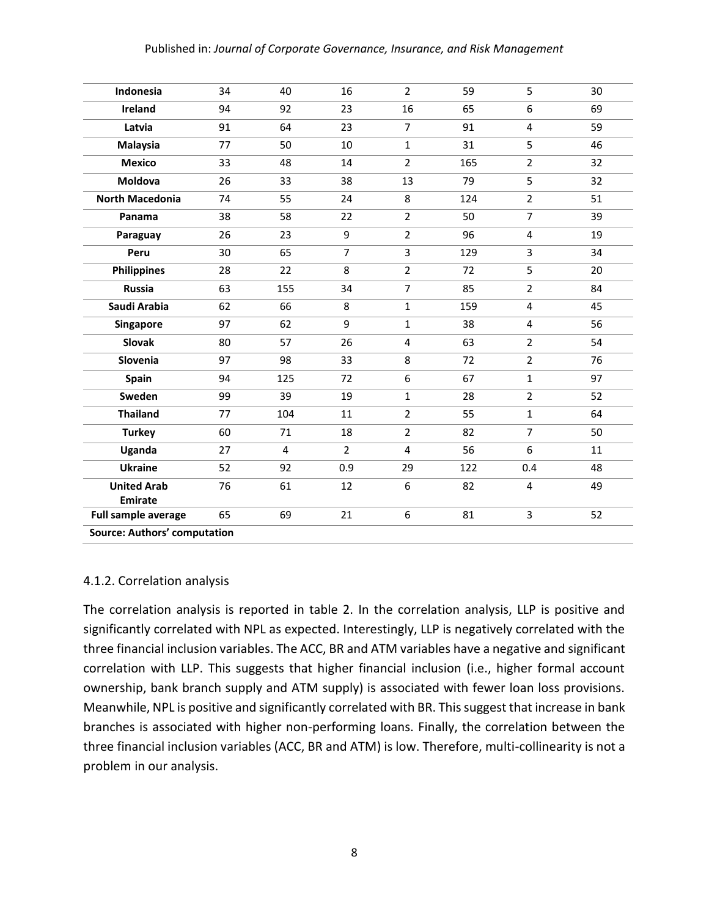| | | | | | | | |
|---|---|---|---|---|---|---|---|
| **Indonesia** | 34 | 40 | 16 | 2 | 59 | 5 | 30 |
| **Ireland** | 94 | 92 | 23 | 16 | 65 | 6 | 69 |
| **Latvia** | 91 | 64 | 23 | 7 | 91 | 4 | 59 |
| **Malaysia** | 77 | 50 | 10 | 1 | 31 | 5 | 46 |
| **Mexico** | 33 | 48 | 14 | 2 | 165 | 2 | 32 |
| **Moldova** | 26 | 33 | 38 | 13 | 79 | 5 | 32 |
| **North Macedonia** | 74 | 55 | 24 | 8 | 124 | 2 | 51 |
| **Panama** | 38 | 58 | 22 | 2 | 50 | 7 | 39 |
| **Paraguay** | 26 | 23 | 9 | 2 | 96 | 4 | 19 |
| **Peru** | 30 | 65 | 7 | 3 | 129 | 3 | 34 |
| **Philippines** | 28 | 22 | 8 | 2 | 72 | 5 | 20 |
| **Russia** | 63 | 155 | 34 | 7 | 85 | 2 | 84 |
| **Saudi Arabia** | 62 | 66 | 8 | 1 | 159 | 4 | 45 |
| **Singapore** | 97 | 62 | 9 | 1 | 38 | 4 | 56 |
| **Slovak** | 80 | 57 | 26 | 4 | 63 | 2 | 54 |
| **Slovenia** | 97 | 98 | 33 | 8 | 72 | 2 | 76 |
| **Spain** | 94 | 125 | 72 | 6 | 67 | 1 | 97 |
| **Sweden** | 99 | 39 | 19 | 1 | 28 | 2 | 52 |
| **Thailand** | 77 | 104 | 11 | 2 | 55 | 1 | 64 |
| **Turkey** | 60 | 71 | 18 | 2 | 82 | 7 | 50 |
| **Uganda** | 27 | 4 | 2 | 4 | 56 | 6 | 11 |
| **Ukraine** | 52 | 92 | 0.9 | 29 | 122 | 0.4 | 48 |
| **United Arab Emirate** | 76 | 61 | 12 | 6 | 82 | 4 | 49 |
| **Full sample average** | 65 | 69 | 21 | 6 | 81 | 3 | 52 |

**Source: Authors' computation**

### 4.1.2. Correlation analysis

The correlation analysis is reported in table 2. In the correlation analysis, LLP is positive and significantly correlated with NPL as expected. Interestingly, LLP is negatively correlated with the three financial inclusion variables. The ACC, BR and ATM variables have a negative and significant correlation with LLP. This suggests that higher financial inclusion (i.e., higher formal account ownership, bank branch supply and ATM supply) is associated with fewer loan loss provisions. Meanwhile, NPL is positive and significantly correlated with BR. This suggest that increase in bank branches is associated with higher non-performing loans. Finally, the correlation between the three financial inclusion variables (ACC, BR and ATM) is low. Therefore, multi-collinearity is not a problem in our analysis.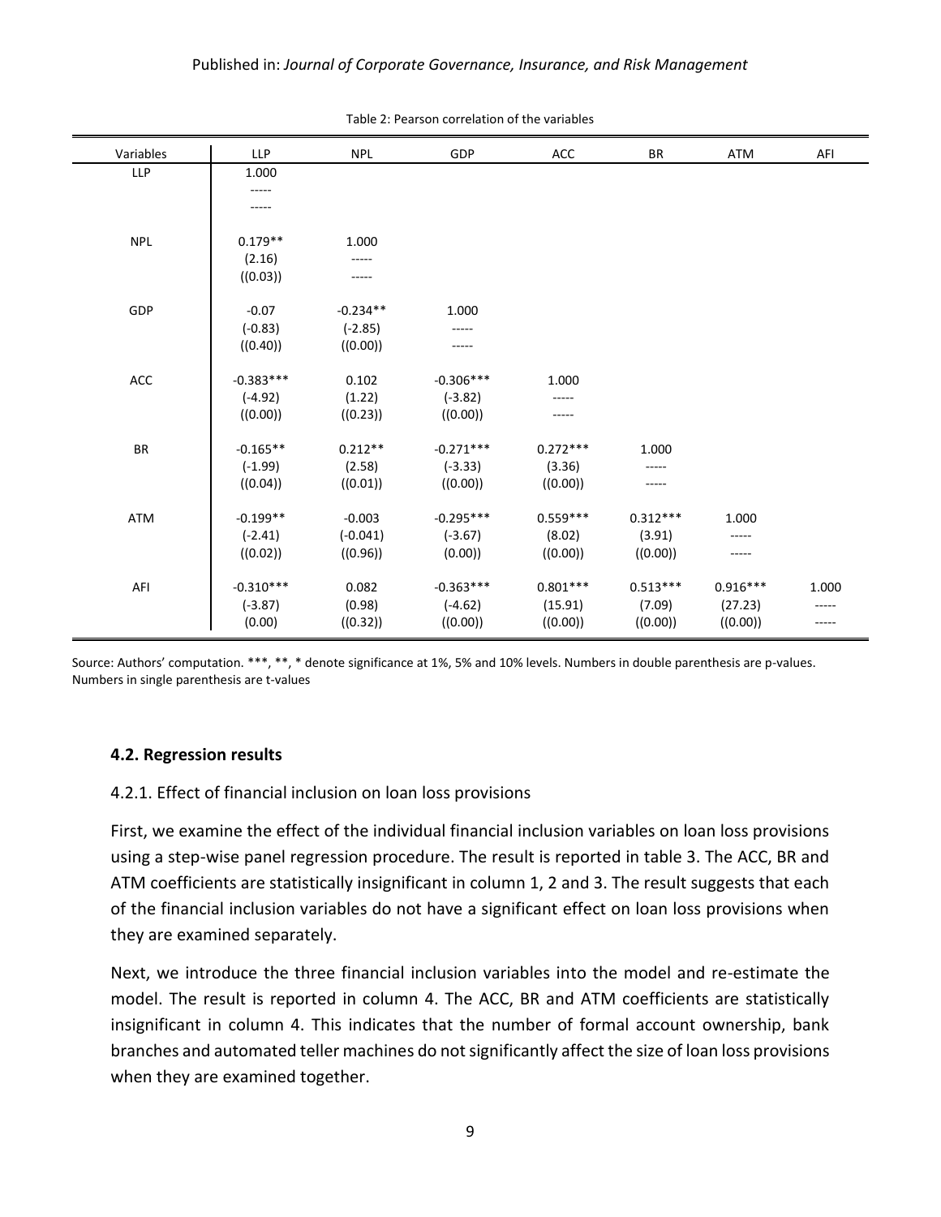Table 2: Pearson correlation of the variables

| Variables | LLP | NPL | GDP | ACC | BR | ATM | AFI |
|---|---|---|---|---|---|---|---|
| LLP | 1.000 | | | | | | |
| | ----- | | | | | | |
| | ----- | | | | | | |
| NPL | 0.179** | 1.000 | | | | | |
| | (2.16) | ----- | | | | | |
| | ((0.03)) | ----- | | | | | |
| GDP | -0.07 | -0.234** | 1.000 | | | | |
| | (-0.83) | (-2.85) | ----- | | | | |
| | ((0.40)) | ((0.00)) | ----- | | | | |
| ACC | -0.383*** | 0.102 | -0.306*** | 1.000 | | | |
| | (-4.92) | (1.22) | (-3.82) | ----- | | | |
| | ((0.00)) | ((0.23)) | ((0.00)) | ----- | | | |
| BR | -0.165** | 0.212** | -0.271*** | 0.272*** | 1.000 | | |
| | (-1.99) | (2.58) | (-3.33) | (3.36) | ----- | | |
| | ((0.04)) | ((0.01)) | ((0.00)) | ((0.00)) | ----- | | |
| ATM | -0.199** | -0.003 | -0.295*** | 0.559*** | 0.312*** | 1.000 | |
| | (-2.41) | (-0.041) | (-3.67) | (8.02) | (3.91) | ----- | |
| | ((0.02)) | ((0.96)) | (0.00)) | ((0.00)) | ((0.00)) | ----- | |
| AFI | -0.310*** | 0.082 | -0.363*** | 0.801*** | 0.513*** | 0.916*** | 1.000 |
| | (-3.87) | (0.98) | (-4.62) | (15.91) | (7.09) | (27.23) | ----- |
| | (0.00) | ((0.32)) | ((0.00)) | ((0.00)) | ((0.00)) | ((0.00)) | ----- |

Source: Authors' computation. ***, **, * denote significance at 1%, 5% and 10% levels. Numbers in double parenthesis are p-values. Numbers in single parenthesis are t-values

### 4.2. Regression results

4.2.1. Effect of financial inclusion on loan loss provisions

First, we examine the effect of the individual financial inclusion variables on loan loss provisions using a step-wise panel regression procedure. The result is reported in table 3. The ACC, BR and ATM coefficients are statistically insignificant in column 1, 2 and 3. The result suggests that each of the financial inclusion variables do not have a significant effect on loan loss provisions when they are examined separately.

Next, we introduce the three financial inclusion variables into the model and re-estimate the model. The result is reported in column 4. The ACC, BR and ATM coefficients are statistically insignificant in column 4. This indicates that the number of formal account ownership, bank branches and automated teller machines do not significantly affect the size of loan loss provisions when they are examined together.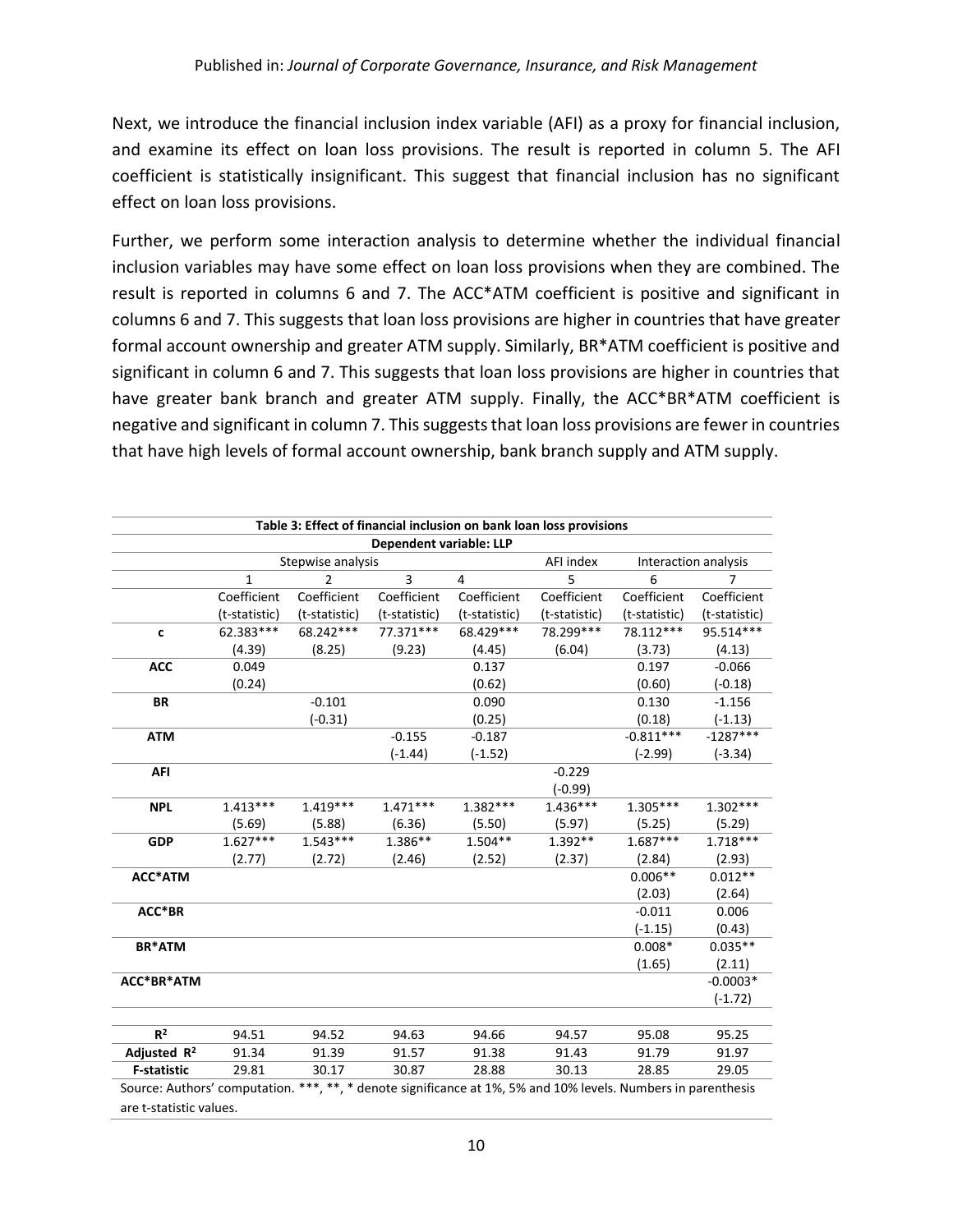Next, we introduce the financial inclusion index variable (AFI) as a proxy for financial inclusion, and examine its effect on loan loss provisions. The result is reported in column 5. The AFI coefficient is statistically insignificant. This suggest that financial inclusion has no significant effect on loan loss provisions.

Further, we perform some interaction analysis to determine whether the individual financial inclusion variables may have some effect on loan loss provisions when they are combined. The result is reported in columns 6 and 7. The ACC*ATM coefficient is positive and significant in columns 6 and 7. This suggests that loan loss provisions are higher in countries that have greater formal account ownership and greater ATM supply. Similarly, BR*ATM coefficient is positive and significant in column 6 and 7. This suggests that loan loss provisions are higher in countries that have greater bank branch and greater ATM supply. Finally, the ACC*BR*ATM coefficient is negative and significant in column 7. This suggests that loan loss provisions are fewer in countries that have high levels of formal account ownership, bank branch supply and ATM supply.

**Table 3: Effect of financial inclusion on bank loan loss provisions**

**Dependent variable: LLP**

| | Stepwise analysis | | | | AFI index | Interaction analysis | |
|---|---|---|---|---|---|---|---|
| | 1 | 2 | 3 | 4 | 5 | 6 | 7 |
| | Coefficient (t-statistic) | Coefficient (t-statistic) | Coefficient (t-statistic) | Coefficient (t-statistic) | Coefficient (t-statistic) | Coefficient (t-statistic) | Coefficient (t-statistic) |
| **c** | 62.383*** | 68.242*** | 77.371*** | 68.429*** | 78.299*** | 78.112*** | 95.514*** |
| | (4.39) | (8.25) | (9.23) | (4.45) | (6.04) | (3.73) | (4.13) |
| **ACC** | 0.049 | | | 0.137 | | 0.197 | -0.066 |
| | (0.24) | | | (0.62) | | (0.60) | (-0.18) |
| **BR** | | -0.101 | | 0.090 | | 0.130 | -1.156 |
| | | (-0.31) | | (0.25) | | (0.18) | (-1.13) |
| **ATM** | | | -0.155 | -0.187 | | -0.811*** | -1287*** |
| | | | (-1.44) | (-1.52) | | (-2.99) | (-3.34) |
| **AFI** | | | | | -0.229 | | |
| | | | | | (-0.99) | | |
| **NPL** | 1.413*** | 1.419*** | 1.471*** | 1.382*** | 1.436*** | 1.305*** | 1.302*** |
| | (5.69) | (5.88) | (6.36) | (5.50) | (5.97) | (5.25) | (5.29) |
| **GDP** | 1.627*** | 1.543*** | 1.386** | 1.504** | 1.392** | 1.687*** | 1.718*** |
| | (2.77) | (2.72) | (2.46) | (2.52) | (2.37) | (2.84) | (2.93) |
| **ACC*ATM** | | | | | | 0.006** | 0.012** |
| | | | | | | (2.03) | (2.64) |
| **ACC*BR** | | | | | | -0.011 | 0.006 |
| | | | | | | (-1.15) | (0.43) |
| **BR*ATM** | | | | | | 0.008* | 0.035** |
| | | | | | | (1.65) | (2.11) |
| **ACC*BR*ATM** | | | | | | | -0.0003* |
| | | | | | | | (-1.72) |
| **$R^2$** | 94.51 | 94.52 | 94.63 | 94.66 | 94.57 | 95.08 | 95.25 |
| **Adjusted $R^2$** | 91.34 | 91.39 | 91.57 | 91.38 | 91.43 | 91.79 | 91.97 |
| **F-statistic** | 29.81 | 30.17 | 30.87 | 28.88 | 30.13 | 28.85 | 29.05 |

Source: Authors' computation. ***, **, * denote significance at 1%, 5% and 10% levels. Numbers in parenthesis are t-statistic values.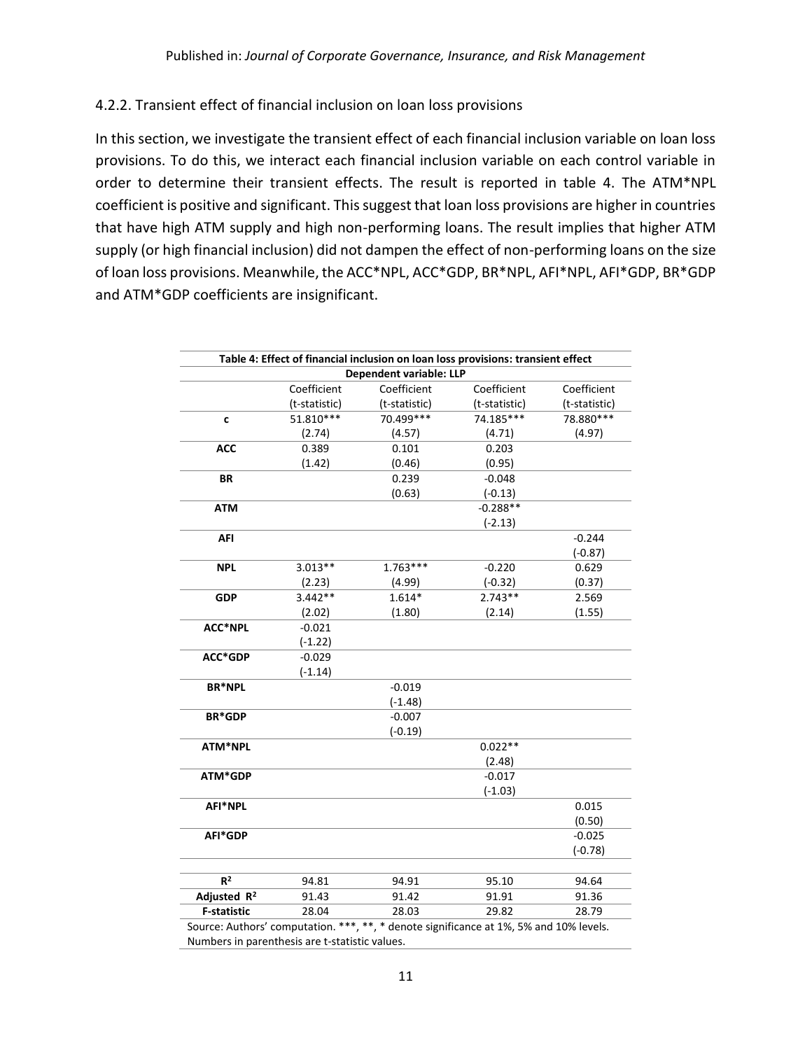### 4.2.2. Transient effect of financial inclusion on loan loss provisions

In this section, we investigate the transient effect of each financial inclusion variable on loan loss provisions. To do this, we interact each financial inclusion variable on each control variable in order to determine their transient effects. The result is reported in table 4. The ATM*NPL coefficient is positive and significant. This suggest that loan loss provisions are higher in countries that have high ATM supply and high non-performing loans. The result implies that higher ATM supply (or high financial inclusion) did not dampen the effect of non-performing loans on the size of loan loss provisions. Meanwhile, the ACC*NPL, ACC*GDP, BR*NPL, AFI*NPL, AFI*GDP, BR*GDP and ATM*GDP coefficients are insignificant.

**Table 4: Effect of financial inclusion on loan loss provisions: transient effect**

| Dependent variable: LLP | | | | |
|---|---|---|---|---|
| | Coefficient (t-statistic) | Coefficient (t-statistic) | Coefficient (t-statistic) | Coefficient (t-statistic) |
| **c** | 51.810*** (2.74) | 70.499*** (4.57) | 74.185*** (4.71) | 78.880*** (4.97) |
| **ACC** | 0.389 (1.42) | 0.101 (0.46) | 0.203 (0.95) | |
| **BR** | | 0.239 (0.63) | -0.048 (-0.13) | |
| **ATM** | | | -0.288** (-2.13) | |
| **AFI** | | | | -0.244 (-0.87) |
| **NPL** | 3.013** (2.23) | 1.763*** (4.99) | -0.220 (-0.32) | 0.629 (0.37) |
| **GDP** | 3.442** (2.02) | 1.614* (1.80) | 2.743** (2.14) | 2.569 (1.55) |
| **ACC*NPL** | -0.021 (-1.22) | | | |
| **ACC*GDP** | -0.029 (-1.14) | | | |
| **BR*NPL** | | -0.019 (-1.48) | | |
| **BR*GDP** | | -0.007 (-0.19) | | |
| **ATM*NPL** | | | 0.022** (2.48) | |
| **ATM*GDP** | | | -0.017 (-1.03) | |
| **AFI*NPL** | | | | 0.015 (0.50) |
| **AFI*GDP** | | | | -0.025 (-0.78) |
| **$R^2$** | 94.81 | 94.91 | 95.10 | 94.64 |
| **Adjusted $R^2$** | 91.43 | 91.42 | 91.91 | 91.36 |
| **F-statistic** | 28.04 | 28.03 | 29.82 | 28.79 |

Source: Authors' computation. ***, **, * denote significance at 1%, 5% and 10% levels. Numbers in parenthesis are t-statistic values.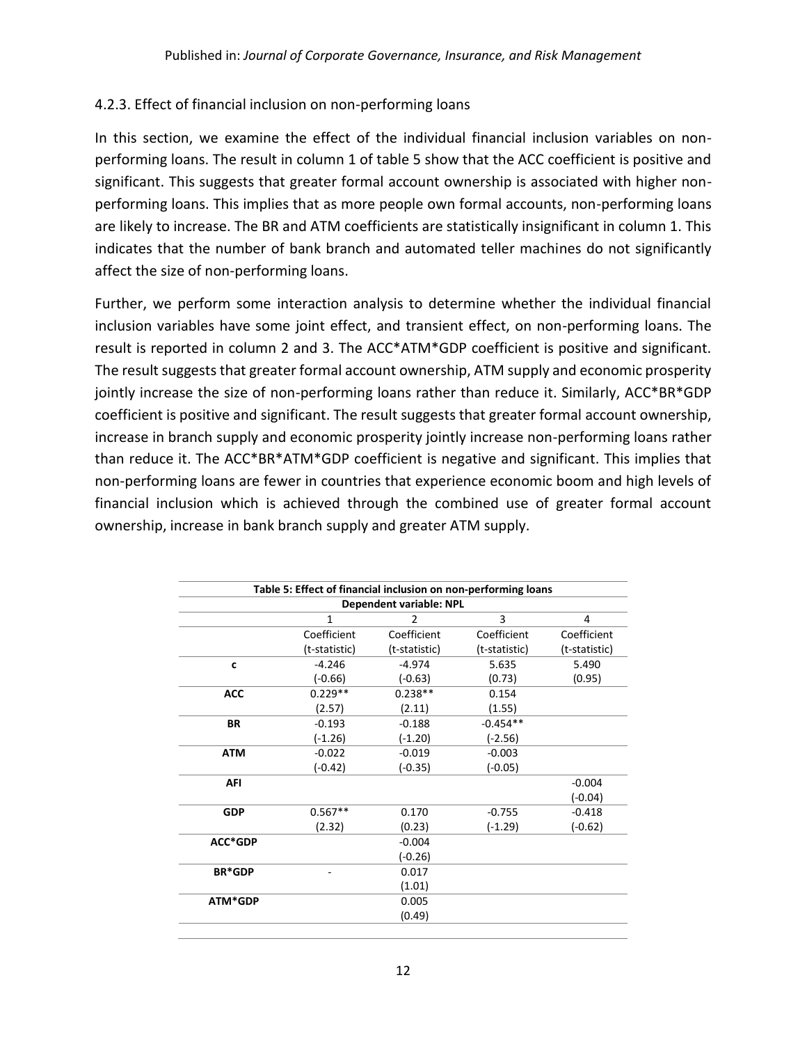### 4.2.3. Effect of financial inclusion on non-performing loans

In this section, we examine the effect of the individual financial inclusion variables on non-performing loans. The result in column 1 of table 5 show that the ACC coefficient is positive and significant. This suggests that greater formal account ownership is associated with higher non-performing loans. This implies that as more people own formal accounts, non-performing loans are likely to increase. The BR and ATM coefficients are statistically insignificant in column 1. This indicates that the number of bank branch and automated teller machines do not significantly affect the size of non-performing loans.

Further, we perform some interaction analysis to determine whether the individual financial inclusion variables have some joint effect, and transient effect, on non-performing loans. The result is reported in column 2 and 3. The ACC*ATM*GDP coefficient is positive and significant. The result suggests that greater formal account ownership, ATM supply and economic prosperity jointly increase the size of non-performing loans rather than reduce it. Similarly, ACC*BR*GDP coefficient is positive and significant. The result suggests that greater formal account ownership, increase in branch supply and economic prosperity jointly increase non-performing loans rather than reduce it. The ACC*BR*ATM*GDP coefficient is negative and significant. This implies that non-performing loans are fewer in countries that experience economic boom and high levels of financial inclusion which is achieved through the combined use of greater formal account ownership, increase in bank branch supply and greater ATM supply.

**Table 5: Effect of financial inclusion on non-performing loans**

| Dependent variable: NPL | | | | |
|---|---|---|---|---|
| | 1 | 2 | 3 | 4 |
| | Coefficient (t-statistic) | Coefficient (t-statistic) | Coefficient (t-statistic) | Coefficient (t-statistic) |
| **c** | -4.246 | -4.974 | 5.635 | 5.490 |
| | (-0.66) | (-0.63) | (0.73) | (0.95) |
| **ACC** | 0.229** | 0.238** | 0.154 | |
| | (2.57) | (2.11) | (1.55) | |
| **BR** | -0.193 | -0.188 | -0.454** | |
| | (-1.26) | (-1.20) | (-2.56) | |
| **ATM** | -0.022 | -0.019 | -0.003 | |
| | (-0.42) | (-0.35) | (-0.05) | |
| **AFI** | | | | -0.004 |
| | | | | (-0.04) |
| **GDP** | 0.567** | 0.170 | -0.755 | -0.418 |
| | (2.32) | (0.23) | (-1.29) | (-0.62) |
| **ACC*GDP** | | -0.004 | | |
| | | (-0.26) | | |
| **BR*GDP** | - | 0.017 | | |
| | | (1.01) | | |
| **ATM*GDP** | | 0.005 | | |
| | | (0.49) | | |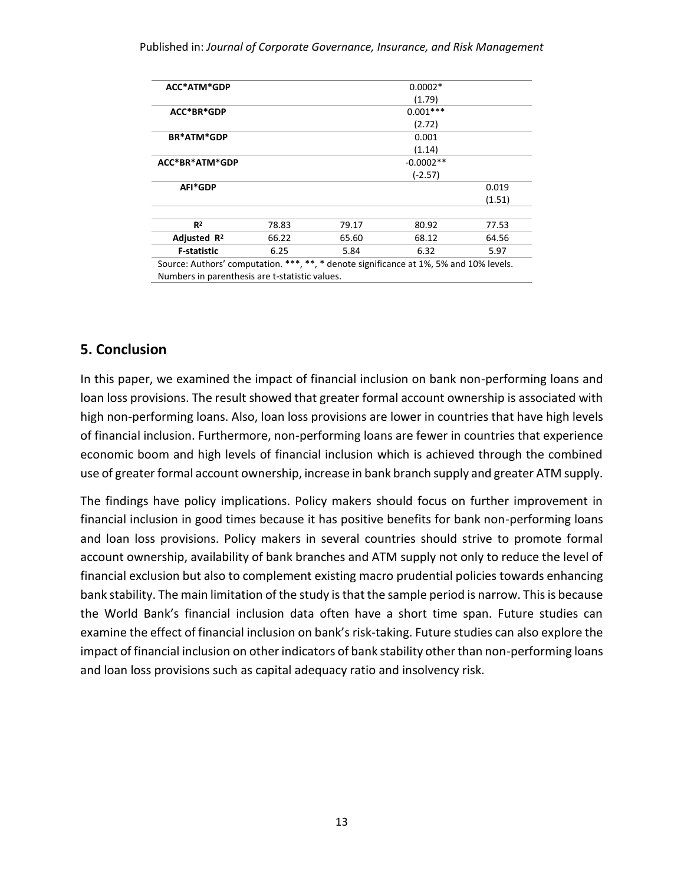| | | | | |
|---|---|---|---|---|
| **ACC*ATM*GDP** | | | 0.0002* | |
| | | | (1.79) | |
| **ACC*BR*GDP** | | | 0.001*** | |
| | | | (2.72) | |
| **BR*ATM*GDP** | | | 0.001 | |
| | | | (1.14) | |
| **ACC*BR*ATM*GDP** | | | -0.0002** | |
| | | | (-2.57) | |
| **AFI*GDP** | | | | 0.019 |
| | | | | (1.51) |
| | | | | |
| **$R^2$** | 78.83 | 79.17 | 80.92 | 77.53 |
| **Adjusted $R^2$** | 66.22 | 65.60 | 68.12 | 64.56 |
| **F-statistic** | 6.25 | 5.84 | 6.32 | 5.97 |

Source: Authors' computation. ***, **, * denote significance at 1%, 5% and 10% levels. Numbers in parenthesis are t-statistic values.

## 5. Conclusion

In this paper, we examined the impact of financial inclusion on bank non-performing loans and loan loss provisions. The result showed that greater formal account ownership is associated with high non-performing loans. Also, loan loss provisions are lower in countries that have high levels of financial inclusion. Furthermore, non-performing loans are fewer in countries that experience economic boom and high levels of financial inclusion which is achieved through the combined use of greater formal account ownership, increase in bank branch supply and greater ATM supply.

The findings have policy implications. Policy makers should focus on further improvement in financial inclusion in good times because it has positive benefits for bank non-performing loans and loan loss provisions. Policy makers in several countries should strive to promote formal account ownership, availability of bank branches and ATM supply not only to reduce the level of financial exclusion but also to complement existing macro prudential policies towards enhancing bank stability. The main limitation of the study is that the sample period is narrow. This is because the World Bank's financial inclusion data often have a short time span. Future studies can examine the effect of financial inclusion on bank's risk-taking. Future studies can also explore the impact of financial inclusion on other indicators of bank stability other than non-performing loans and loan loss provisions such as capital adequacy ratio and insolvency risk.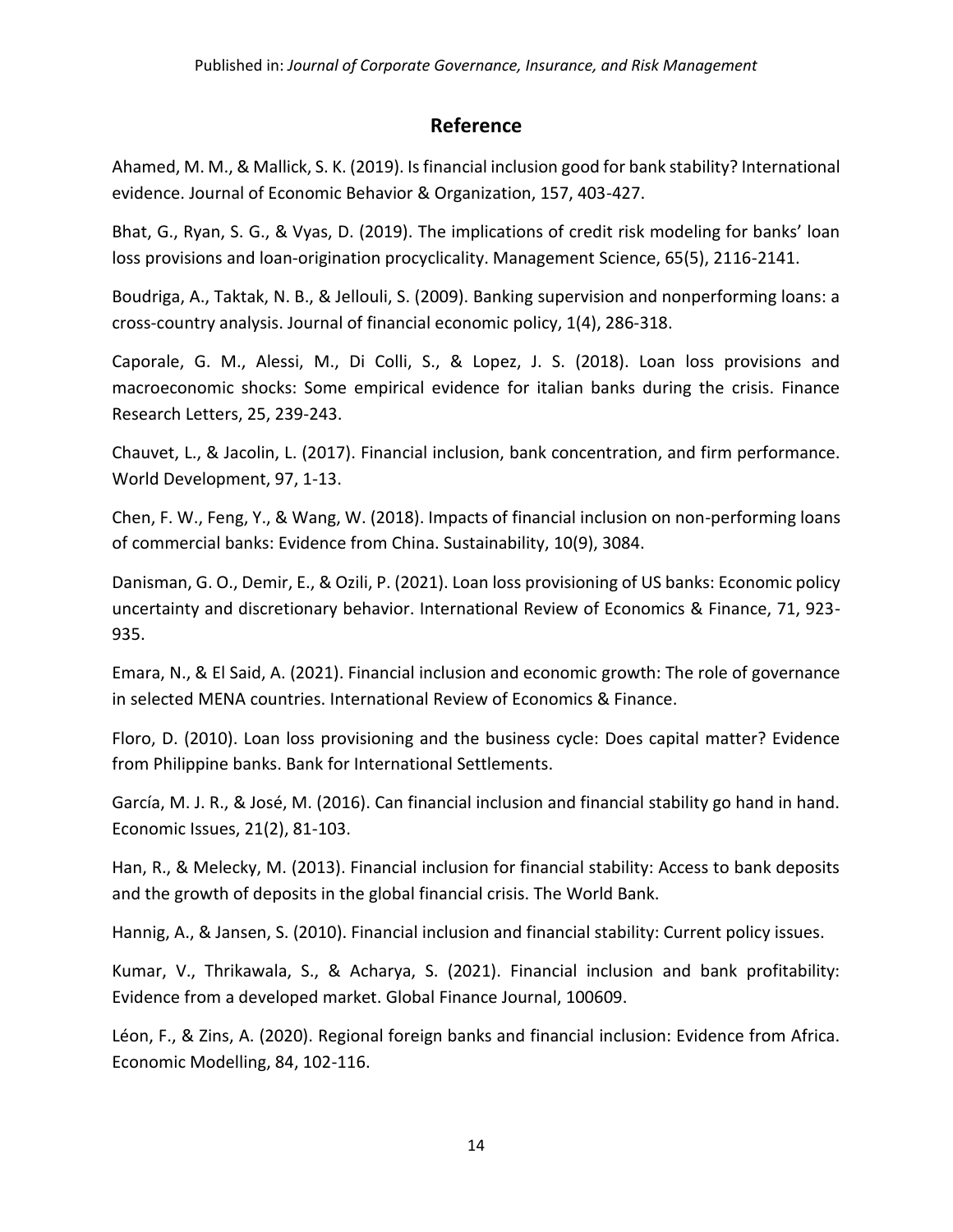## Reference

Ahamed, M. M., & Mallick, S. K. (2019). Is financial inclusion good for bank stability? International evidence. Journal of Economic Behavior & Organization, 157, 403-427.

Bhat, G., Ryan, S. G., & Vyas, D. (2019). The implications of credit risk modeling for banks' loan loss provisions and loan-origination procyclicality. Management Science, 65(5), 2116-2141.

Boudriga, A., Taktak, N. B., & Jellouli, S. (2009). Banking supervision and nonperforming loans: a cross-country analysis. Journal of financial economic policy, 1(4), 286-318.

Caporale, G. M., Alessi, M., Di Colli, S., & Lopez, J. S. (2018). Loan loss provisions and macroeconomic shocks: Some empirical evidence for italian banks during the crisis. Finance Research Letters, 25, 239-243.

Chauvet, L., & Jacolin, L. (2017). Financial inclusion, bank concentration, and firm performance. World Development, 97, 1-13.

Chen, F. W., Feng, Y., & Wang, W. (2018). Impacts of financial inclusion on non-performing loans of commercial banks: Evidence from China. Sustainability, 10(9), 3084.

Danisman, G. O., Demir, E., & Ozili, P. (2021). Loan loss provisioning of US banks: Economic policy uncertainty and discretionary behavior. International Review of Economics & Finance, 71, 923-935.

Emara, N., & El Said, A. (2021). Financial inclusion and economic growth: The role of governance in selected MENA countries. International Review of Economics & Finance.

Floro, D. (2010). Loan loss provisioning and the business cycle: Does capital matter? Evidence from Philippine banks. Bank for International Settlements.

García, M. J. R., & José, M. (2016). Can financial inclusion and financial stability go hand in hand. Economic Issues, 21(2), 81-103.

Han, R., & Melecky, M. (2013). Financial inclusion for financial stability: Access to bank deposits and the growth of deposits in the global financial crisis. The World Bank.

Hannig, A., & Jansen, S. (2010). Financial inclusion and financial stability: Current policy issues.

Kumar, V., Thrikawala, S., & Acharya, S. (2021). Financial inclusion and bank profitability: Evidence from a developed market. Global Finance Journal, 100609.

Léon, F., & Zins, A. (2020). Regional foreign banks and financial inclusion: Evidence from Africa. Economic Modelling, 84, 102-116.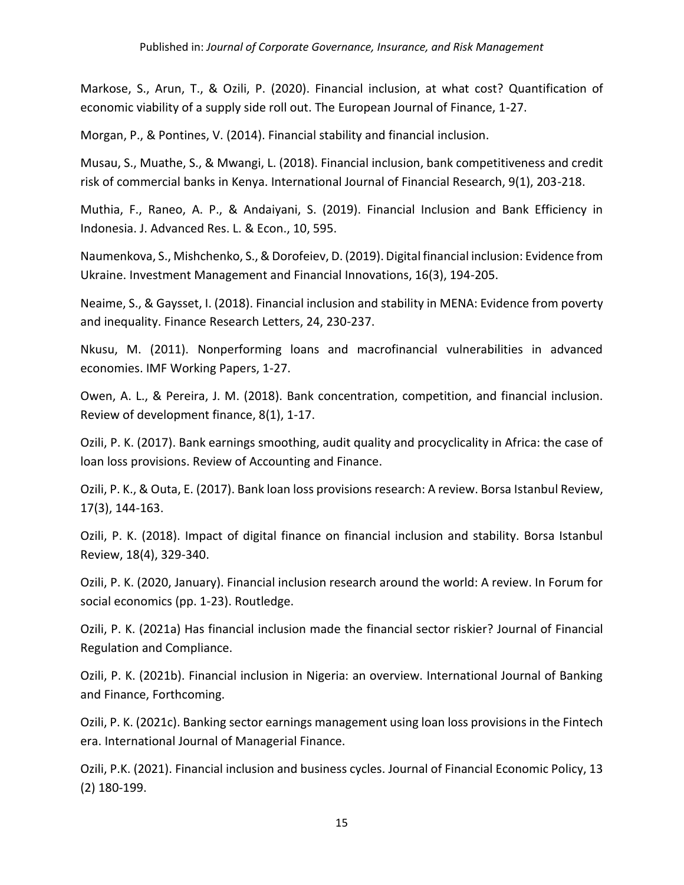Markose, S., Arun, T., & Ozili, P. (2020). Financial inclusion, at what cost? Quantification of economic viability of a supply side roll out. The European Journal of Finance, 1-27.

Morgan, P., & Pontines, V. (2014). Financial stability and financial inclusion.

Musau, S., Muathe, S., & Mwangi, L. (2018). Financial inclusion, bank competitiveness and credit risk of commercial banks in Kenya. International Journal of Financial Research, 9(1), 203-218.

Muthia, F., Raneo, A. P., & Andaiyani, S. (2019). Financial Inclusion and Bank Efficiency in Indonesia. J. Advanced Res. L. & Econ., 10, 595.

Naumenkova, S., Mishchenko, S., & Dorofeiev, D. (2019). Digital financial inclusion: Evidence from Ukraine. Investment Management and Financial Innovations, 16(3), 194-205.

Neaime, S., & Gaysset, I. (2018). Financial inclusion and stability in MENA: Evidence from poverty and inequality. Finance Research Letters, 24, 230-237.

Nkusu, M. (2011). Nonperforming loans and macrofinancial vulnerabilities in advanced economies. IMF Working Papers, 1-27.

Owen, A. L., & Pereira, J. M. (2018). Bank concentration, competition, and financial inclusion. Review of development finance, 8(1), 1-17.

Ozili, P. K. (2017). Bank earnings smoothing, audit quality and procyclicality in Africa: the case of loan loss provisions. Review of Accounting and Finance.

Ozili, P. K., & Outa, E. (2017). Bank loan loss provisions research: A review. Borsa Istanbul Review, 17(3), 144-163.

Ozili, P. K. (2018). Impact of digital finance on financial inclusion and stability. Borsa Istanbul Review, 18(4), 329-340.

Ozili, P. K. (2020, January). Financial inclusion research around the world: A review. In Forum for social economics (pp. 1-23). Routledge.

Ozili, P. K. (2021a) Has financial inclusion made the financial sector riskier? Journal of Financial Regulation and Compliance.

Ozili, P. K. (2021b). Financial inclusion in Nigeria: an overview. International Journal of Banking and Finance, Forthcoming.

Ozili, P. K. (2021c). Banking sector earnings management using loan loss provisions in the Fintech era. International Journal of Managerial Finance.

Ozili, P.K. (2021). Financial inclusion and business cycles. Journal of Financial Economic Policy, 13 (2) 180-199.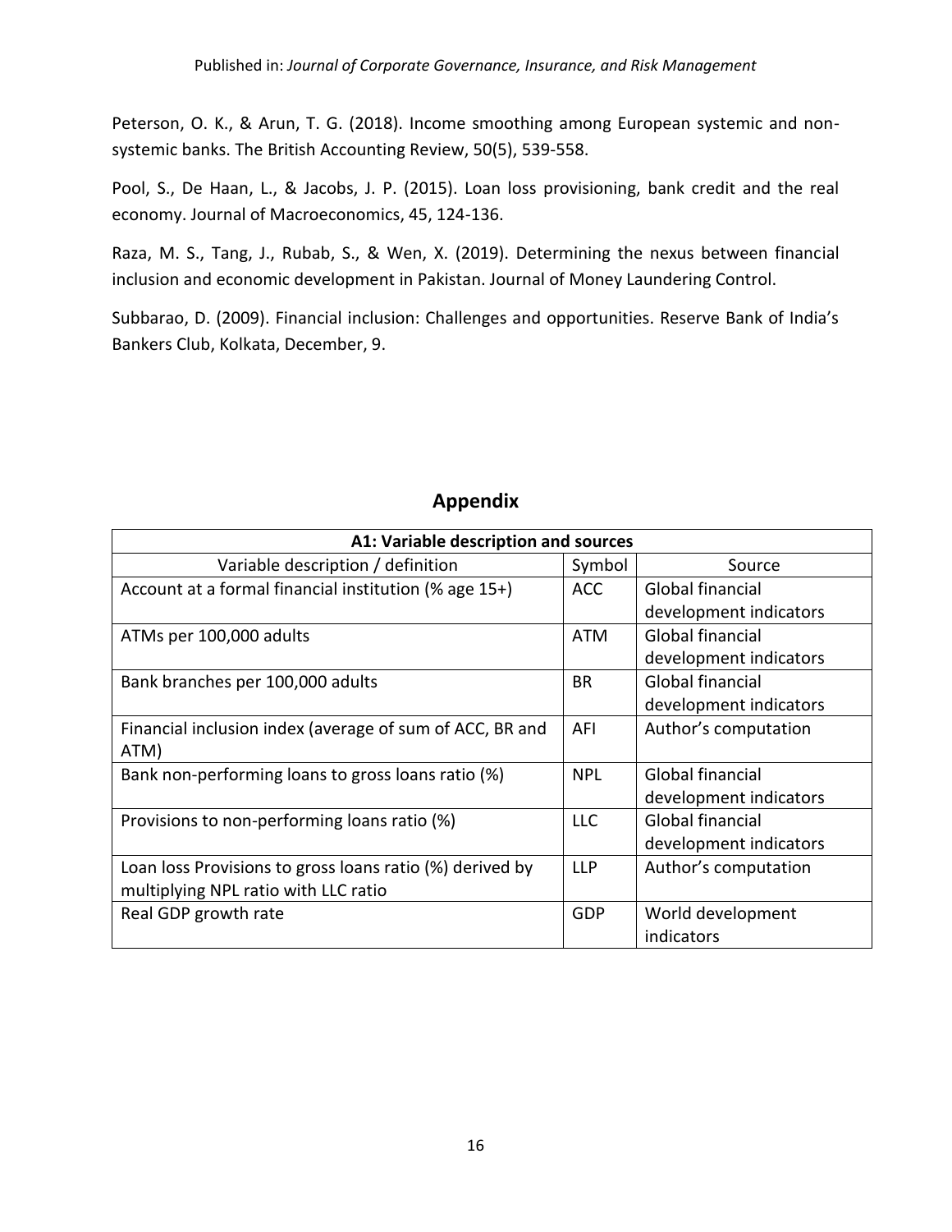Peterson, O. K., & Arun, T. G. (2018). Income smoothing among European systemic and non-systemic banks. The British Accounting Review, 50(5), 539-558.

Pool, S., De Haan, L., & Jacobs, J. P. (2015). Loan loss provisioning, bank credit and the real economy. Journal of Macroeconomics, 45, 124-136.

Raza, M. S., Tang, J., Rubab, S., & Wen, X. (2019). Determining the nexus between financial inclusion and economic development in Pakistan. Journal of Money Laundering Control.

Subbarao, D. (2009). Financial inclusion: Challenges and opportunities. Reserve Bank of India's Bankers Club, Kolkata, December, 9.

## Appendix

| **A1: Variable description and sources** | | |
|---|---|---|
| Variable description / definition | Symbol | Source |
| Account at a formal financial institution (% age 15+) | ACC | Global financial development indicators |
| ATMs per 100,000 adults | ATM | Global financial development indicators |
| Bank branches per 100,000 adults | BR | Global financial development indicators |
| Financial inclusion index (average of sum of ACC, BR and ATM) | AFI | Author's computation |
| Bank non-performing loans to gross loans ratio (%) | NPL | Global financial development indicators |
| Provisions to non-performing loans ratio (%) | LLC | Global financial development indicators |
| Loan loss Provisions to gross loans ratio (%) derived by multiplying NPL ratio with LLC ratio | LLP | Author's computation |
| Real GDP growth rate | GDP | World development indicators |